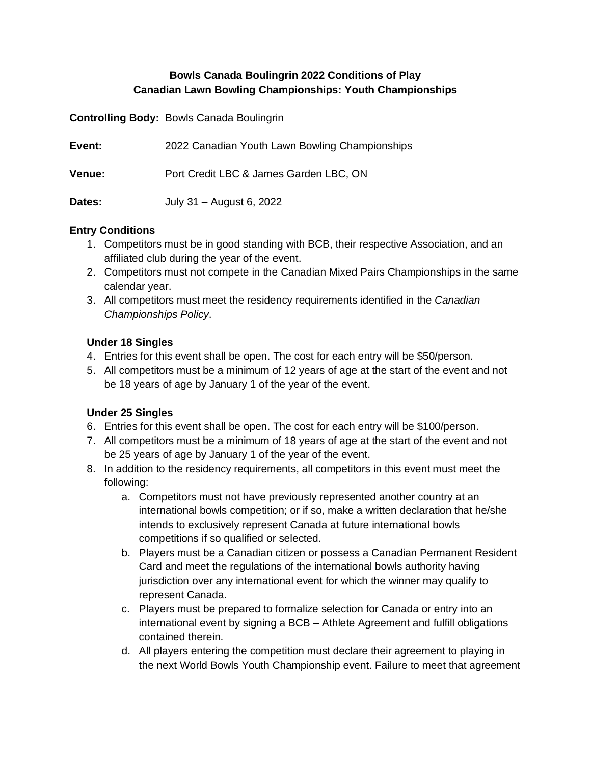**Bowls Canada Boulingrin 2022 Conditions of Play**
**Canadian Lawn Bowling Championships: Youth Championships**

**Controlling Body:** Bowls Canada Boulingrin

**Event:** 2022 Canadian Youth Lawn Bowling Championships

**Venue:** Port Credit LBC & James Garden LBC, ON

**Dates:** July 31 – August 6, 2022

### Entry Conditions

1. Competitors must be in good standing with BCB, their respective Association, and an affiliated club during the year of the event.
2. Competitors must not compete in the Canadian Mixed Pairs Championships in the same calendar year.
3. All competitors must meet the residency requirements identified in the *Canadian Championships Policy*.

#### Under 18 Singles

4. Entries for this event shall be open. The cost for each entry will be $50/person.
5. All competitors must be a minimum of 12 years of age at the start of the event and not be 18 years of age by January 1 of the year of the event.

#### Under 25 Singles

6. Entries for this event shall be open. The cost for each entry will be $100/person.
7. All competitors must be a minimum of 18 years of age at the start of the event and not be 25 years of age by January 1 of the year of the event.
8. In addition to the residency requirements, all competitors in this event must meet the following:
   a. Competitors must not have previously represented another country at an international bowls competition; or if so, make a written declaration that he/she intends to exclusively represent Canada at future international bowls competitions if so qualified or selected.
   b. Players must be a Canadian citizen or possess a Canadian Permanent Resident Card and meet the regulations of the international bowls authority having jurisdiction over any international event for which the winner may qualify to represent Canada.
   c. Players must be prepared to formalize selection for Canada or entry into an international event by signing a BCB – Athlete Agreement and fulfill obligations contained therein.
   d. All players entering the competition must declare their agreement to playing in the next World Bowls Youth Championship event. Failure to meet that agreement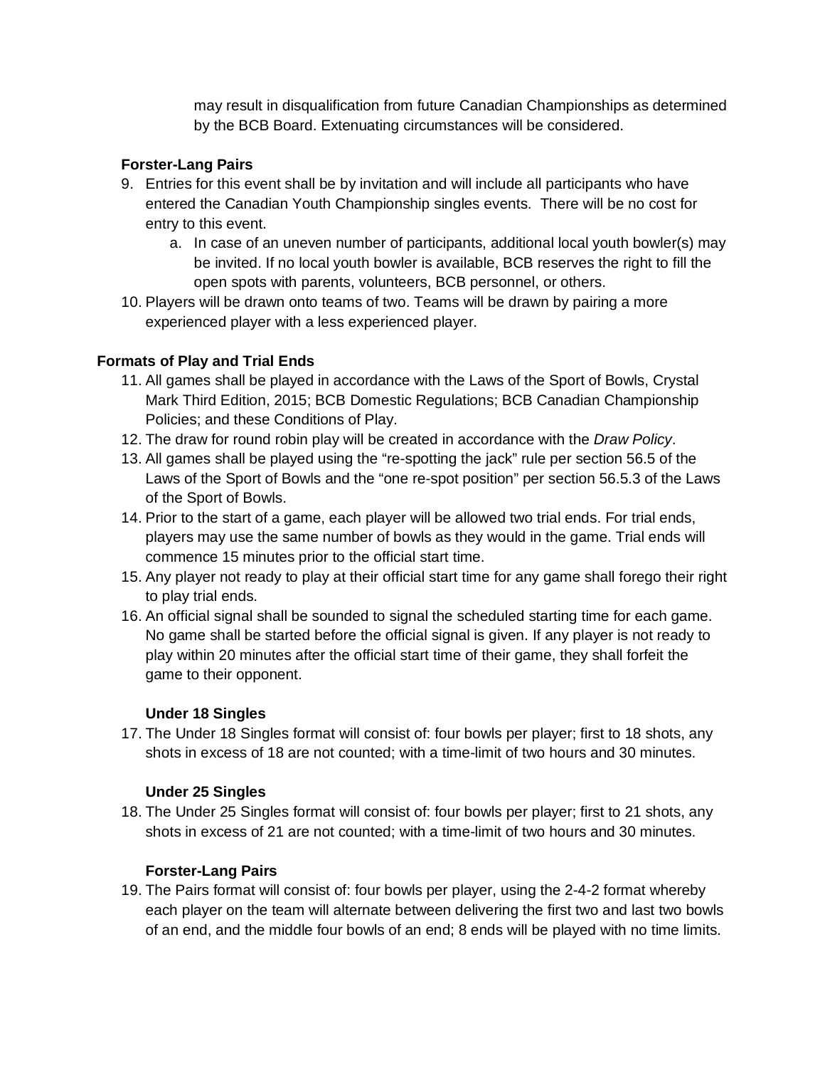may result in disqualification from future Canadian Championships as determined by the BCB Board. Extenuating circumstances will be considered.

### Forster-Lang Pairs

9. Entries for this event shall be by invitation and will include all participants who have entered the Canadian Youth Championship singles events. There will be no cost for entry to this event.
    a. In case of an uneven number of participants, additional local youth bowler(s) may be invited. If no local youth bowler is available, BCB reserves the right to fill the open spots with parents, volunteers, BCB personnel, or others.
10. Players will be drawn onto teams of two. Teams will be drawn by pairing a more experienced player with a less experienced player.

## Formats of Play and Trial Ends

11. All games shall be played in accordance with the Laws of the Sport of Bowls, Crystal Mark Third Edition, 2015; BCB Domestic Regulations; BCB Canadian Championship Policies; and these Conditions of Play.
12. The draw for round robin play will be created in accordance with the *Draw Policy*.
13. All games shall be played using the "re-spotting the jack" rule per section 56.5 of the Laws of the Sport of Bowls and the "one re-spot position" per section 56.5.3 of the Laws of the Sport of Bowls.
14. Prior to the start of a game, each player will be allowed two trial ends. For trial ends, players may use the same number of bowls as they would in the game. Trial ends will commence 15 minutes prior to the official start time.
15. Any player not ready to play at their official start time for any game shall forego their right to play trial ends.
16. An official signal shall be sounded to signal the scheduled starting time for each game. No game shall be started before the official signal is given. If any player is not ready to play within 20 minutes after the official start time of their game, they shall forfeit the game to their opponent.

### Under 18 Singles

17. The Under 18 Singles format will consist of: four bowls per player; first to 18 shots, any shots in excess of 18 are not counted; with a time-limit of two hours and 30 minutes.

### Under 25 Singles

18. The Under 25 Singles format will consist of: four bowls per player; first to 21 shots, any shots in excess of 21 are not counted; with a time-limit of two hours and 30 minutes.

### Forster-Lang Pairs

19. The Pairs format will consist of: four bowls per player, using the 2-4-2 format whereby each player on the team will alternate between delivering the first two and last two bowls of an end, and the middle four bowls of an end; 8 ends will be played with no time limits.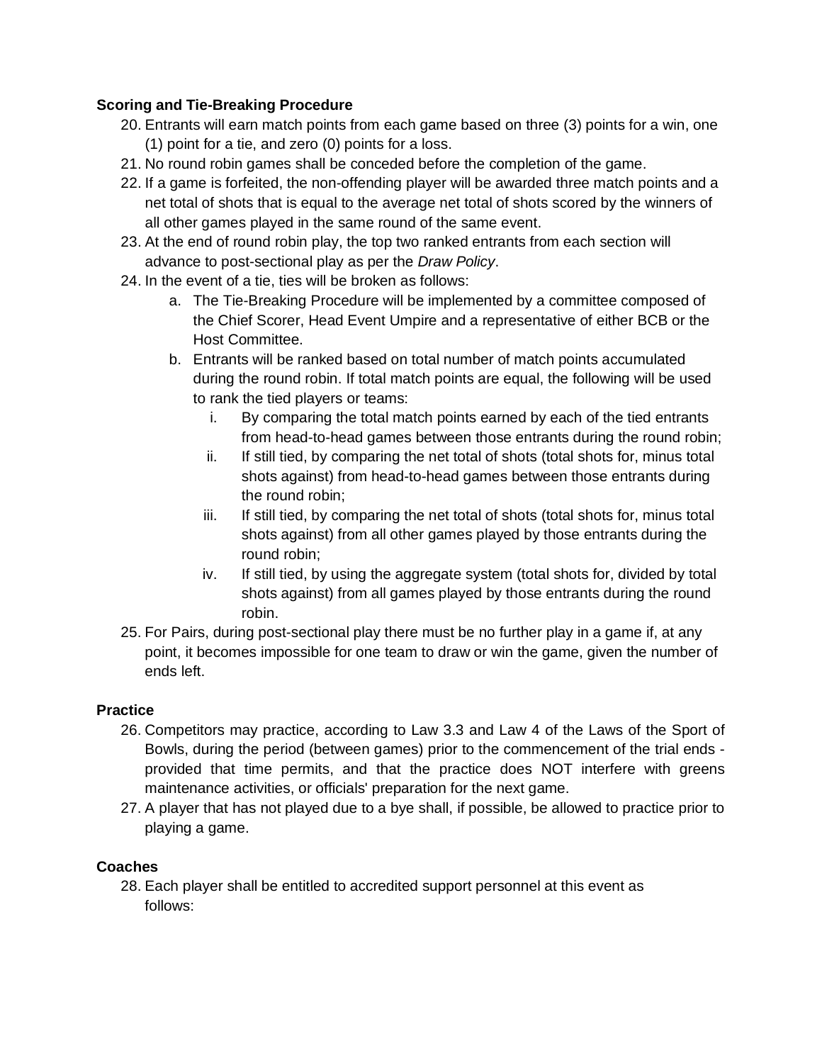**Scoring and Tie-Breaking Procedure**

20. Entrants will earn match points from each game based on three (3) points for a win, one (1) point for a tie, and zero (0) points for a loss.
21. No round robin games shall be conceded before the completion of the game.
22. If a game is forfeited, the non-offending player will be awarded three match points and a net total of shots that is equal to the average net total of shots scored by the winners of all other games played in the same round of the same event.
23. At the end of round robin play, the top two ranked entrants from each section will advance to post-sectional play as per the *Draw Policy*.
24. In the event of a tie, ties will be broken as follows:
    a. The Tie-Breaking Procedure will be implemented by a committee composed of the Chief Scorer, Head Event Umpire and a representative of either BCB or the Host Committee.
    b. Entrants will be ranked based on total number of match points accumulated during the round robin. If total match points are equal, the following will be used to rank the tied players or teams:
        i. By comparing the total match points earned by each of the tied entrants from head-to-head games between those entrants during the round robin;
        ii. If still tied, by comparing the net total of shots (total shots for, minus total shots against) from head-to-head games between those entrants during the round robin;
        iii. If still tied, by comparing the net total of shots (total shots for, minus total shots against) from all other games played by those entrants during the round robin;
        iv. If still tied, by using the aggregate system (total shots for, divided by total shots against) from all games played by those entrants during the round robin.
25. For Pairs, during post-sectional play there must be no further play in a game if, at any point, it becomes impossible for one team to draw or win the game, given the number of ends left.

**Practice**

26. Competitors may practice, according to Law 3.3 and Law 4 of the Laws of the Sport of Bowls, during the period (between games) prior to the commencement of the trial ends - provided that time permits, and that the practice does NOT interfere with greens maintenance activities, or officials' preparation for the next game.
27. A player that has not played due to a bye shall, if possible, be allowed to practice prior to playing a game.

**Coaches**

28. Each player shall be entitled to accredited support personnel at this event as follows: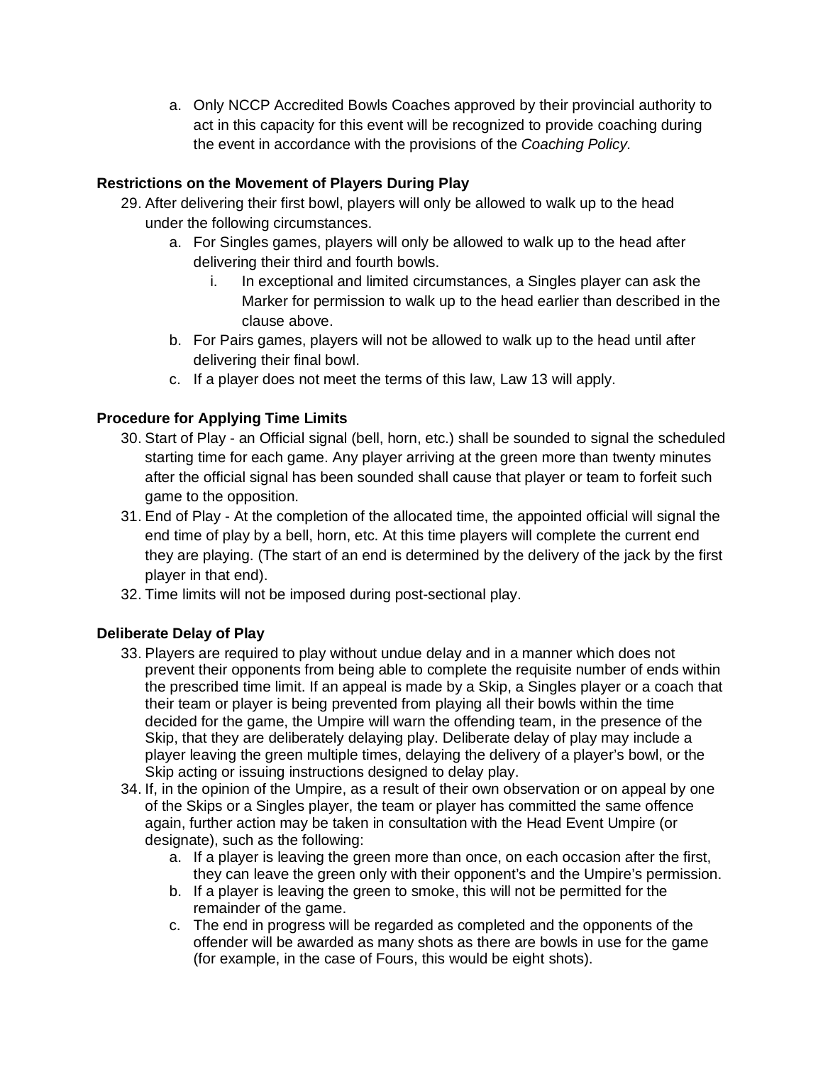a. Only NCCP Accredited Bowls Coaches approved by their provincial authority to act in this capacity for this event will be recognized to provide coaching during the event in accordance with the provisions of the *Coaching Policy.*

**Restrictions on the Movement of Players During Play**

29. After delivering their first bowl, players will only be allowed to walk up to the head under the following circumstances.
    a. For Singles games, players will only be allowed to walk up to the head after delivering their third and fourth bowls.
        i. In exceptional and limited circumstances, a Singles player can ask the Marker for permission to walk up to the head earlier than described in the clause above.
    b. For Pairs games, players will not be allowed to walk up to the head until after delivering their final bowl.
    c. If a player does not meet the terms of this law, Law 13 will apply.

**Procedure for Applying Time Limits**

30. Start of Play - an Official signal (bell, horn, etc.) shall be sounded to signal the scheduled starting time for each game. Any player arriving at the green more than twenty minutes after the official signal has been sounded shall cause that player or team to forfeit such game to the opposition.
31. End of Play - At the completion of the allocated time, the appointed official will signal the end time of play by a bell, horn, etc. At this time players will complete the current end they are playing. (The start of an end is determined by the delivery of the jack by the first player in that end).
32. Time limits will not be imposed during post-sectional play.

**Deliberate Delay of Play**

33. Players are required to play without undue delay and in a manner which does not prevent their opponents from being able to complete the requisite number of ends within the prescribed time limit. If an appeal is made by a Skip, a Singles player or a coach that their team or player is being prevented from playing all their bowls within the time decided for the game, the Umpire will warn the offending team, in the presence of the Skip, that they are deliberately delaying play. Deliberate delay of play may include a player leaving the green multiple times, delaying the delivery of a player's bowl, or the Skip acting or issuing instructions designed to delay play.
34. If, in the opinion of the Umpire, as a result of their own observation or on appeal by one of the Skips or a Singles player, the team or player has committed the same offence again, further action may be taken in consultation with the Head Event Umpire (or designate), such as the following:
    a. If a player is leaving the green more than once, on each occasion after the first, they can leave the green only with their opponent's and the Umpire's permission.
    b. If a player is leaving the green to smoke, this will not be permitted for the remainder of the game.
    c. The end in progress will be regarded as completed and the opponents of the offender will be awarded as many shots as there are bowls in use for the game (for example, in the case of Fours, this would be eight shots).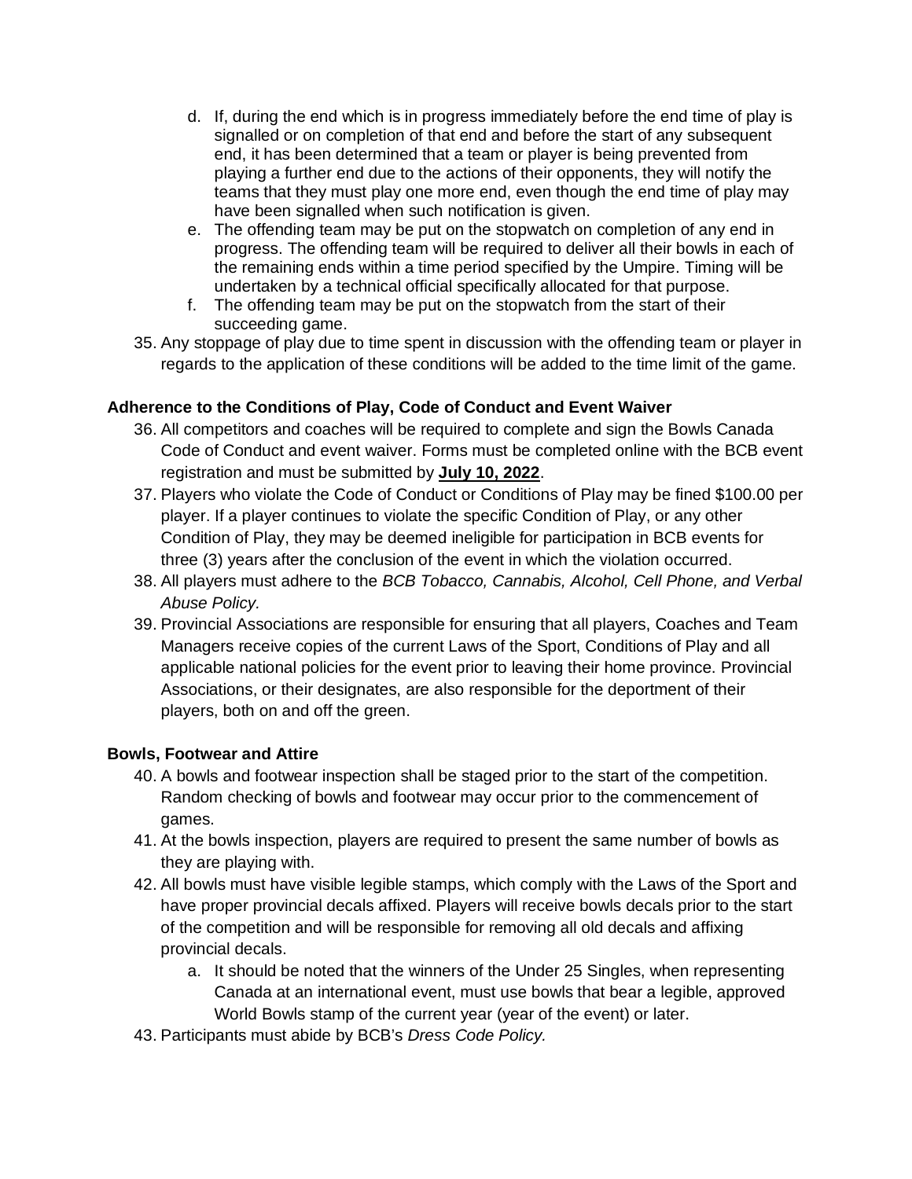d. If, during the end which is in progress immediately before the end time of play is signalled or on completion of that end and before the start of any subsequent end, it has been determined that a team or player is being prevented from playing a further end due to the actions of their opponents, they will notify the teams that they must play one more end, even though the end time of play may have been signalled when such notification is given.
e. The offending team may be put on the stopwatch on completion of any end in progress. The offending team will be required to deliver all their bowls in each of the remaining ends within a time period specified by the Umpire. Timing will be undertaken by a technical official specifically allocated for that purpose.
f. The offending team may be put on the stopwatch from the start of their succeeding game.

35. Any stoppage of play due to time spent in discussion with the offending team or player in regards to the application of these conditions will be added to the time limit of the game.

**Adherence to the Conditions of Play, Code of Conduct and Event Waiver**

36. All competitors and coaches will be required to complete and sign the Bowls Canada Code of Conduct and event waiver. Forms must be completed online with the BCB event registration and must be submitted by **July 10, 2022**.
37. Players who violate the Code of Conduct or Conditions of Play may be fined $100.00 per player. If a player continues to violate the specific Condition of Play, or any other Condition of Play, they may be deemed ineligible for participation in BCB events for three (3) years after the conclusion of the event in which the violation occurred.
38. All players must adhere to the *BCB Tobacco, Cannabis, Alcohol, Cell Phone, and Verbal Abuse Policy.*
39. Provincial Associations are responsible for ensuring that all players, Coaches and Team Managers receive copies of the current Laws of the Sport, Conditions of Play and all applicable national policies for the event prior to leaving their home province. Provincial Associations, or their designates, are also responsible for the deportment of their players, both on and off the green.

**Bowls, Footwear and Attire**

40. A bowls and footwear inspection shall be staged prior to the start of the competition. Random checking of bowls and footwear may occur prior to the commencement of games.
41. At the bowls inspection, players are required to present the same number of bowls as they are playing with.
42. All bowls must have visible legible stamps, which comply with the Laws of the Sport and have proper provincial decals affixed. Players will receive bowls decals prior to the start of the competition and will be responsible for removing all old decals and affixing provincial decals.
    a. It should be noted that the winners of the Under 25 Singles, when representing Canada at an international event, must use bowls that bear a legible, approved World Bowls stamp of the current year (year of the event) or later.
43. Participants must abide by BCB's *Dress Code Policy.*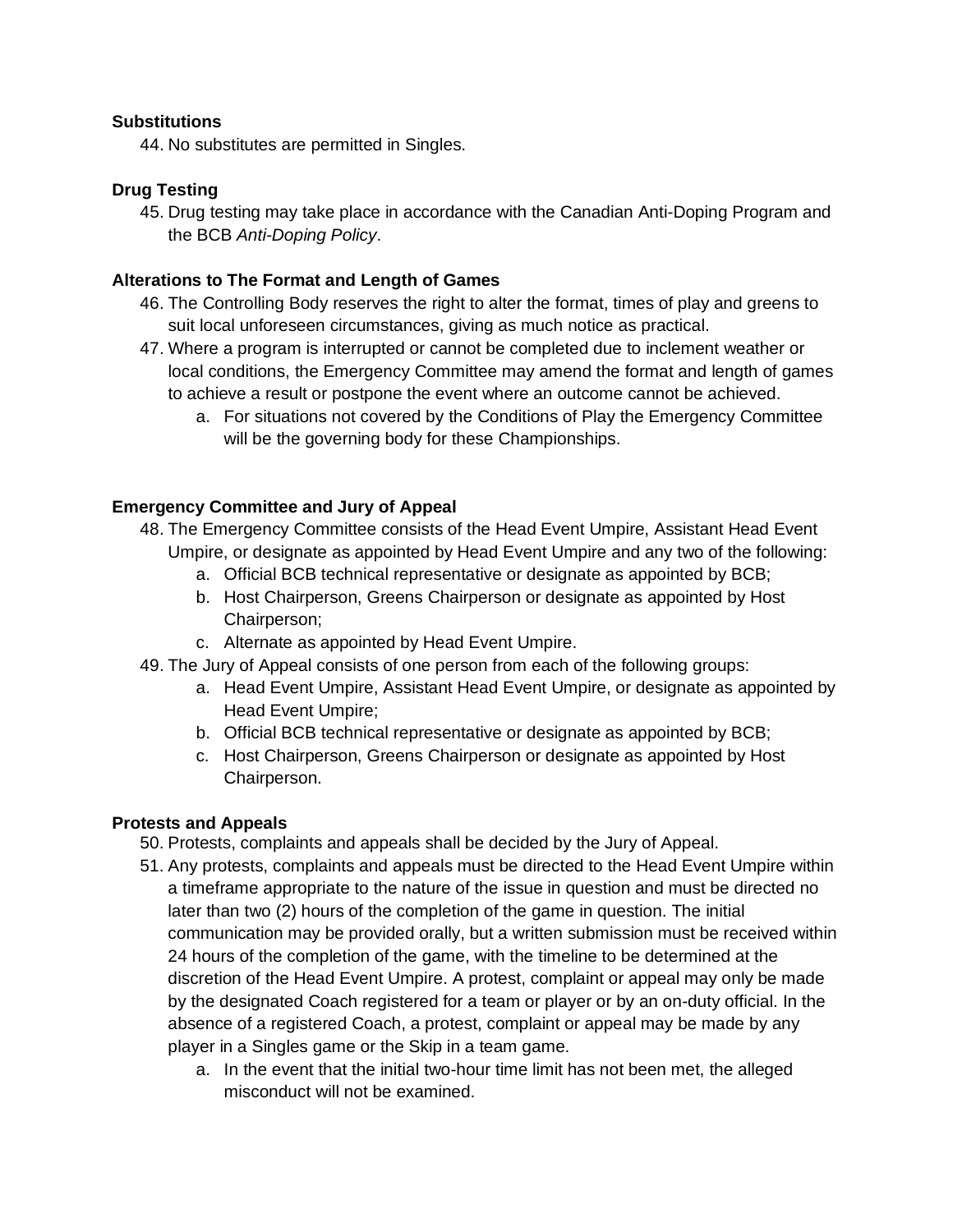**Substitutions**

44. No substitutes are permitted in Singles.

**Drug Testing**

45. Drug testing may take place in accordance with the Canadian Anti-Doping Program and the BCB *Anti-Doping Policy*.

**Alterations to The Format and Length of Games**

46. The Controlling Body reserves the right to alter the format, times of play and greens to suit local unforeseen circumstances, giving as much notice as practical.
47. Where a program is interrupted or cannot be completed due to inclement weather or local conditions, the Emergency Committee may amend the format and length of games to achieve a result or postpone the event where an outcome cannot be achieved.
    a. For situations not covered by the Conditions of Play the Emergency Committee will be the governing body for these Championships.

**Emergency Committee and Jury of Appeal**

48. The Emergency Committee consists of the Head Event Umpire, Assistant Head Event Umpire, or designate as appointed by Head Event Umpire and any two of the following:
    a. Official BCB technical representative or designate as appointed by BCB;
    b. Host Chairperson, Greens Chairperson or designate as appointed by Host Chairperson;
    c. Alternate as appointed by Head Event Umpire.
49. The Jury of Appeal consists of one person from each of the following groups:
    a. Head Event Umpire, Assistant Head Event Umpire, or designate as appointed by Head Event Umpire;
    b. Official BCB technical representative or designate as appointed by BCB;
    c. Host Chairperson, Greens Chairperson or designate as appointed by Host Chairperson.

**Protests and Appeals**

50. Protests, complaints and appeals shall be decided by the Jury of Appeal.
51. Any protests, complaints and appeals must be directed to the Head Event Umpire within a timeframe appropriate to the nature of the issue in question and must be directed no later than two (2) hours of the completion of the game in question. The initial communication may be provided orally, but a written submission must be received within 24 hours of the completion of the game, with the timeline to be determined at the discretion of the Head Event Umpire. A protest, complaint or appeal may only be made by the designated Coach registered for a team or player or by an on-duty official. In the absence of a registered Coach, a protest, complaint or appeal may be made by any player in a Singles game or the Skip in a team game.
    a. In the event that the initial two-hour time limit has not been met, the alleged misconduct will not be examined.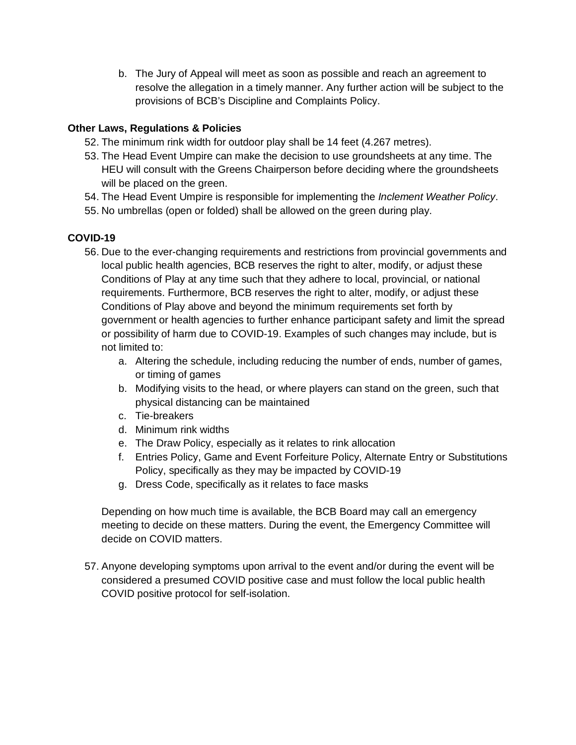b. The Jury of Appeal will meet as soon as possible and reach an agreement to resolve the allegation in a timely manner. Any further action will be subject to the provisions of BCB's Discipline and Complaints Policy.

**Other Laws, Regulations & Policies**

52. The minimum rink width for outdoor play shall be 14 feet (4.267 metres).
53. The Head Event Umpire can make the decision to use groundsheets at any time. The HEU will consult with the Greens Chairperson before deciding where the groundsheets will be placed on the green.
54. The Head Event Umpire is responsible for implementing the *Inclement Weather Policy*.
55. No umbrellas (open or folded) shall be allowed on the green during play.

**COVID-19**

56. Due to the ever-changing requirements and restrictions from provincial governments and local public health agencies, BCB reserves the right to alter, modify, or adjust these Conditions of Play at any time such that they adhere to local, provincial, or national requirements. Furthermore, BCB reserves the right to alter, modify, or adjust these Conditions of Play above and beyond the minimum requirements set forth by government or health agencies to further enhance participant safety and limit the spread or possibility of harm due to COVID-19. Examples of such changes may include, but is not limited to:
    a. Altering the schedule, including reducing the number of ends, number of games, or timing of games
    b. Modifying visits to the head, or where players can stand on the green, such that physical distancing can be maintained
    c. Tie-breakers
    d. Minimum rink widths
    e. The Draw Policy, especially as it relates to rink allocation
    f. Entries Policy, Game and Event Forfeiture Policy, Alternate Entry or Substitutions Policy, specifically as they may be impacted by COVID-19
    g. Dress Code, specifically as it relates to face masks

    Depending on how much time is available, the BCB Board may call an emergency meeting to decide on these matters. During the event, the Emergency Committee will decide on COVID matters.

57. Anyone developing symptoms upon arrival to the event and/or during the event will be considered a presumed COVID positive case and must follow the local public health COVID positive protocol for self-isolation.